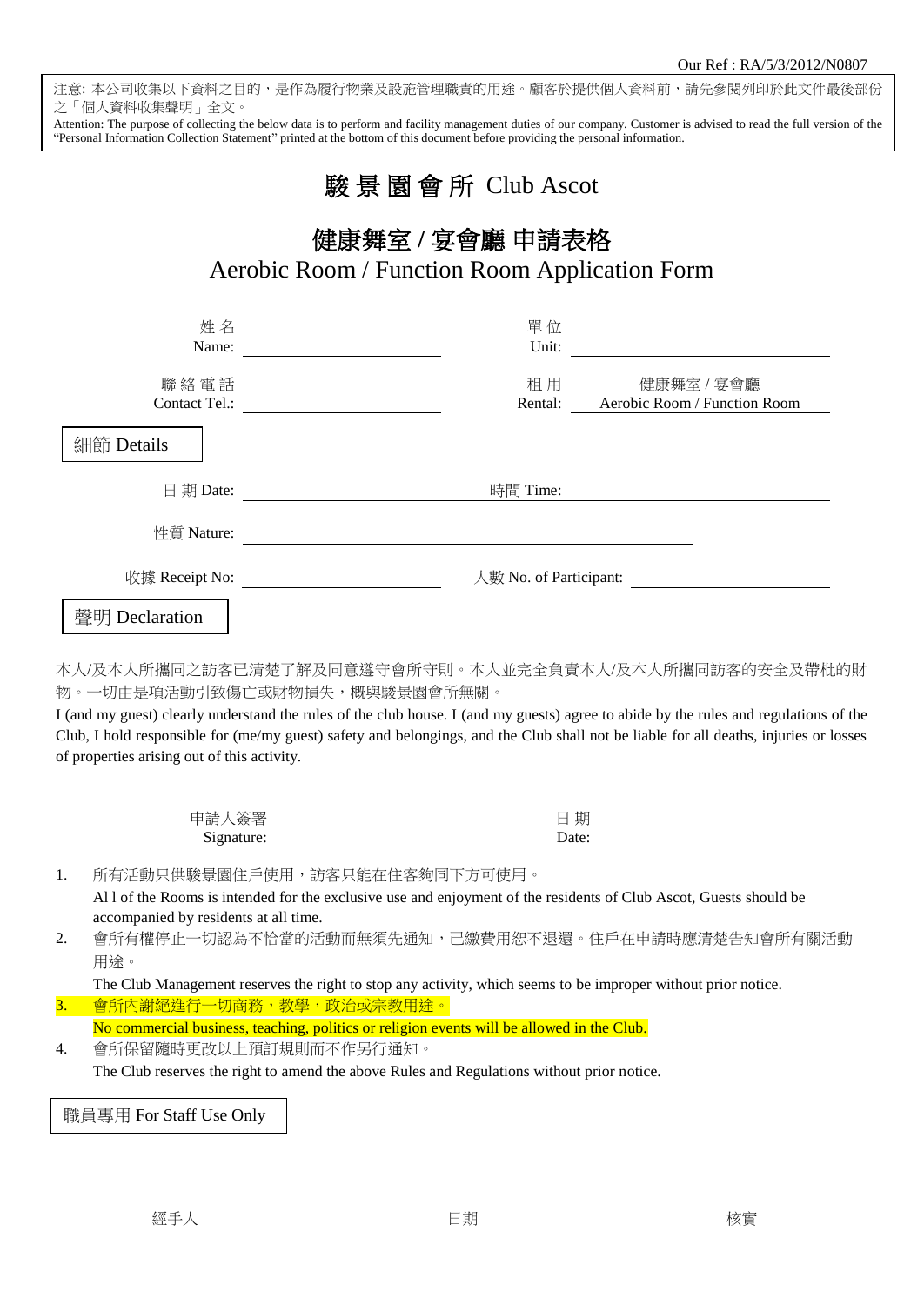Our Ref : RA/5/3/2012/N0807

注意: 本公司收集以下資料之目的，是作為履行物業及設施管理職責的用途。顧客於提供個人資料前，請先參閱列印於此文件最後部份之「個人資料收集聲明」全文。

Attention: The purpose of collecting the below data is to perform and facility management duties of our company. Customer is advised to read the full version of the "Personal Information Collection Statement" printed at the bottom of this document before providing the personal information.

# 駿景園會所 Club Ascot

## 健康舞室 / 宴會廳 申請表格
## Aerobic Room / Function Room Application Form

姓名 Name: ____________________　　單位 Unit: ____________________

聯絡電話 Contact Tel.: ____________________　　租用 Rental: 健康舞室 / 宴會廳 Aerobic Room / Function Room

### 細節 Details

日期 Date: ____________________　　時間 Time: ____________________

性質 Nature: ________________________________________

收據 Receipt No: ____________________　　人數 No. of Participant: ____________________

### 聲明 Declaration

本人/及本人所攜同之訪客已清楚了解及同意遵守會所守則。本人並完全負責本人/及本人所攜同訪客的安全及帶枇的財物。一切由是項活動引致傷亡或財物損失，概與駿景園會所無關。

I (and my guest) clearly understand the rules of the club house. I (and my guests) agree to abide by the rules and regulations of the Club, I hold responsible for (me/my guest) safety and belongings, and the Club shall not be liable for all deaths, injuries or losses of properties arising out of this activity.

申請人簽署 Signature: ____________________　　日期 Date: ____________________

1. 所有活動只供駿景園住戶使用，訪客只能在住客夠同下方可使用。
   Al l of the Rooms is intended for the exclusive use and enjoyment of the residents of Club Ascot, Guests should be accompanied by residents at all time.
2. 會所有權停止一切認為不恰當的活動而無須先通知，已繳費用恕不退還。住戶在申請時應清楚告知會所有關活動用途。
   The Club Management reserves the right to stop any activity, which seems to be improper without prior notice.
3. 會所內謝絕進行一切商務，教學，政治或宗教用途。
   No commercial business, teaching, politics or religion events will be allowed in the Club.
4. 會所保留隨時更改以上預訂規則而不作另行通知。
   The Club reserves the right to amend the above Rules and Regulations without prior notice.

### 職員專用 For Staff Use Only

____________________　　____________________　　____________________

經手人　　日期　　核實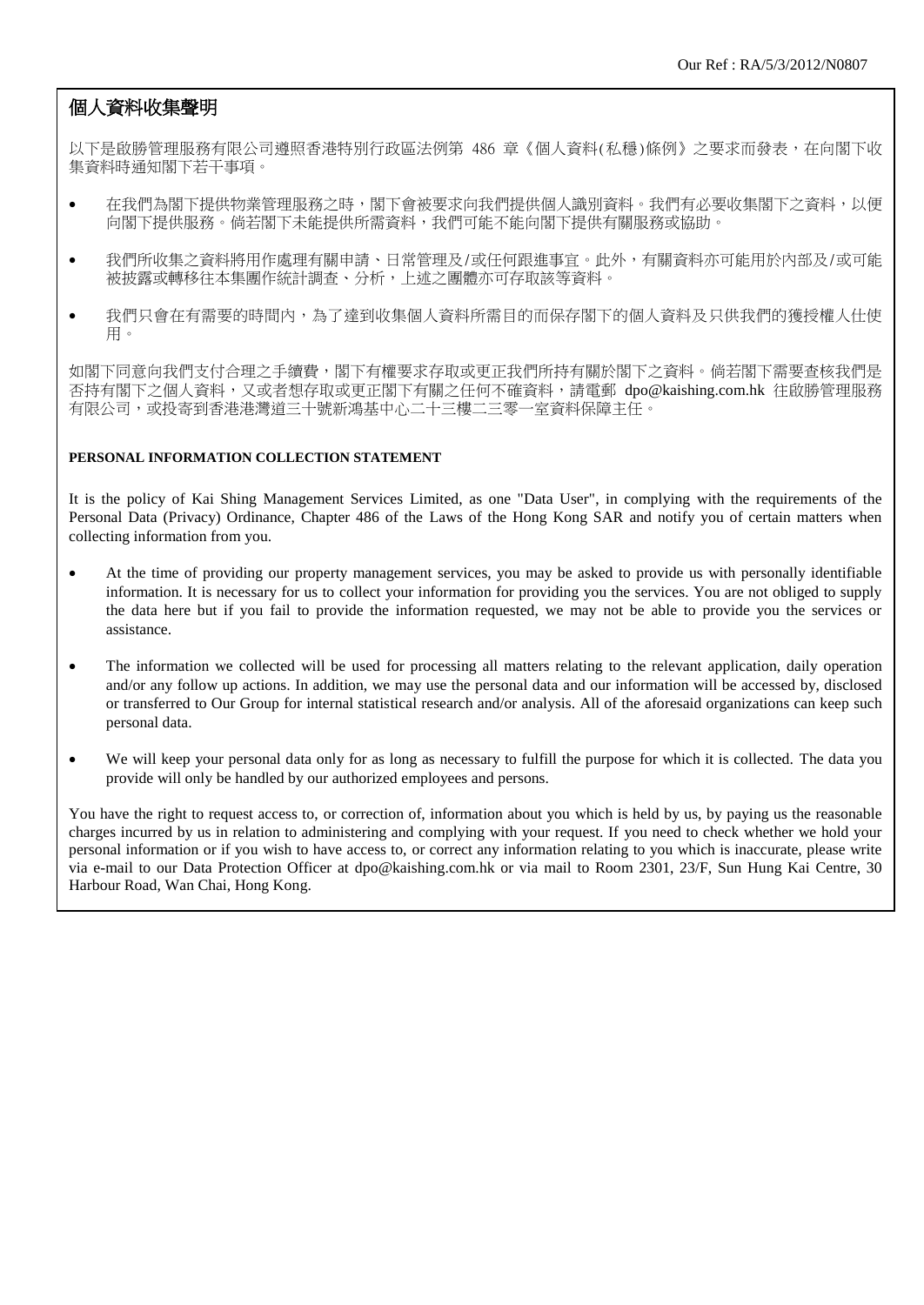Our Ref : RA/5/3/2012/N0807

## 個人資料收集聲明

以下是啟勝管理服務有限公司遵照香港特別行政區法例第 486 章《個人資料(私穩)條例》之要求而發表，在向閣下收集資料時通知閣下若干事項。

- 在我們為閣下提供物業管理服務之時，閣下會被要求向我們提供個人識別資料。我們有必要收集閣下之資料，以便向閣下提供服務。倘若閣下未能提供所需資料，我們可能不能向閣下提供有關服務或協助。
- 我們所收集之資料將用作處理有關申請、日常管理及/或任何跟進事宜。此外，有關資料亦可能用於內部及/或可能被披露或轉移往本集團作統計調查、分析，上述之團體亦可存取該等資料。
- 我們只會在有需要的時間內，為了達到收集個人資料所需目的而保存閣下的個人資料及只供我們的獲授權人仕使用。

如閣下同意向我們支付合理之手續費，閣下有權要求存取或更正我們所持有關於閣下之資料。倘若閣下需要查核我們是否持有閣下之個人資料，又或者想存取或更正閣下有關之任何不確資料，請電郵 dpo@kaishing.com.hk 往啟勝管理服務有限公司，或投寄到香港港灣道三十號新鴻基中心二十三樓二三零一室資料保障主任。

**PERSONAL INFORMATION COLLECTION STATEMENT**

It is the policy of Kai Shing Management Services Limited, as one "Data User", in complying with the requirements of the Personal Data (Privacy) Ordinance, Chapter 486 of the Laws of the Hong Kong SAR and notify you of certain matters when collecting information from you.

- At the time of providing our property management services, you may be asked to provide us with personally identifiable information. It is necessary for us to collect your information for providing you the services. You are not obliged to supply the data here but if you fail to provide the information requested, we may not be able to provide you the services or assistance.
- The information we collected will be used for processing all matters relating to the relevant application, daily operation and/or any follow up actions. In addition, we may use the personal data and our information will be accessed by, disclosed or transferred to Our Group for internal statistical research and/or analysis. All of the aforesaid organizations can keep such personal data.
- We will keep your personal data only for as long as necessary to fulfill the purpose for which it is collected. The data you provide will only be handled by our authorized employees and persons.

You have the right to request access to, or correction of, information about you which is held by us, by paying us the reasonable charges incurred by us in relation to administering and complying with your request. If you need to check whether we hold your personal information or if you wish to have access to, or correct any information relating to you which is inaccurate, please write via e-mail to our Data Protection Officer at dpo@kaishing.com.hk or via mail to Room 2301, 23/F, Sun Hung Kai Centre, 30 Harbour Road, Wan Chai, Hong Kong.